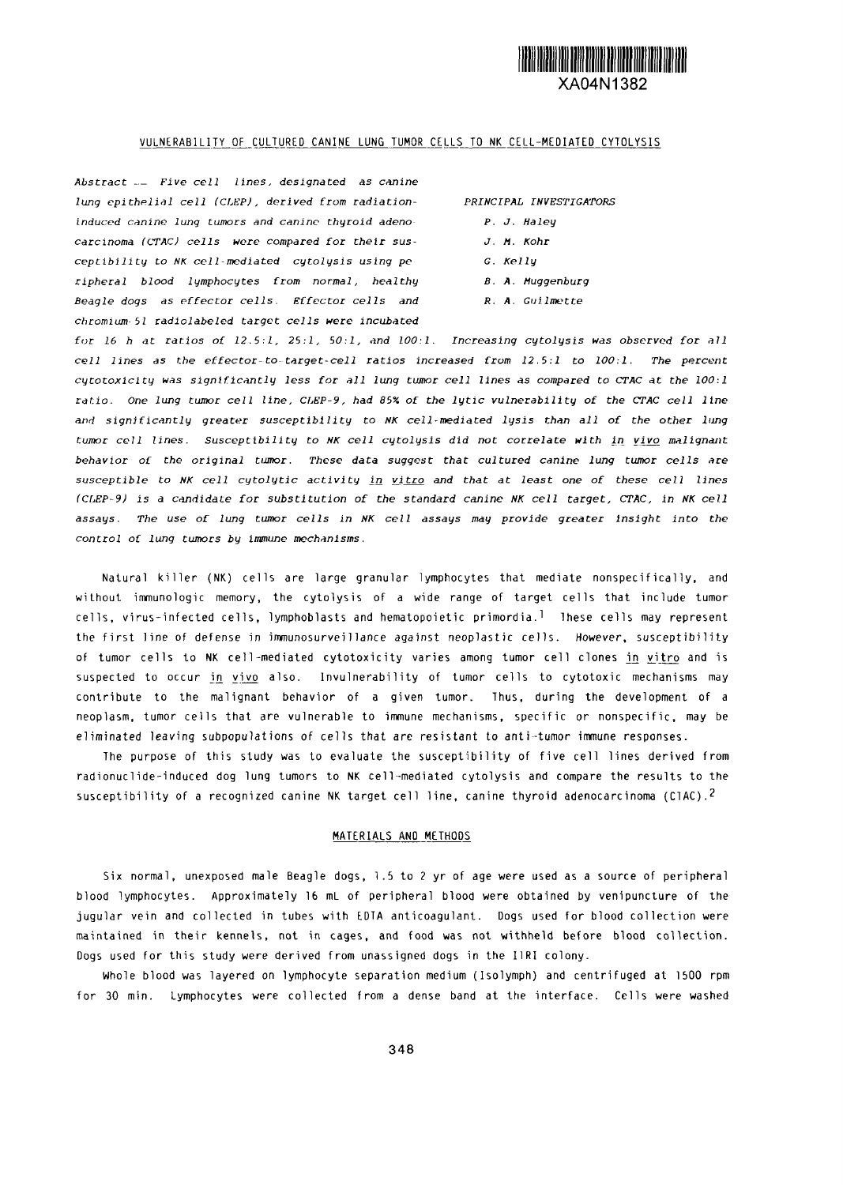XA04N1382

## VULNERABILITY OF CULTURED CANINE LUNG TUMOR CELLS TO NK CELL-MEDIATED CYTOLYSIS

*PRINCIPAL INVESTIGATORS*

*P. J. Haley*
*J. M. Kohr*
*G. Kelly*
*B. A. Muggenburg*
*R. A. Guilmette*

*Abstract — Five cell lines, designated as canine lung epithelial cell (CLEP), derived from radiation-induced canine lung tumors and canine thyroid adenocarcinoma (CTAC) cells were compared for their susceptibility to NK cell-mediated cytolysis using peripheral blood lymphocytes from normal, healthy Beagle dogs as effector cells. Effector cells and chromium-51 radiolabeled target cells were incubated for 16 h at ratios of 12.5:1, 25:1, 50:1, and 100:1. Increasing cytolysis was observed for all cell lines as the effector-to-target-cell ratios increased from 12.5:1 to 100:1. The percent cytotoxicity was significantly less for all lung tumor cell lines as compared to CTAC at the 100:1 ratio. One lung tumor cell line, CLEP-9, had 85% of the lytic vulnerability of the CTAC cell line and significantly greater susceptibility to NK cell-mediated lysis than all of the other lung tumor cell lines. Susceptibility to NK cell cytolysis did not correlate with in vivo malignant behavior of the original tumor. These data suggest that cultured canine lung tumor cells are susceptible to NK cell cytolytic activity in vitro and that at least one of these cell lines (CLEP-9) is a candidate for substitution of the standard canine NK cell target, CTAC, in NK cell assays. The use of lung tumor cells in NK cell assays may provide greater insight into the control of lung tumors by immune mechanisms.*

Natural killer (NK) cells are large granular lymphocytes that mediate nonspecifically, and without immunologic memory, the cytolysis of a wide range of target cells that include tumor cells, virus-infected cells, lymphoblasts and hematopoietic primordia.[1] These cells may represent the first line of defense in immunosurveillance against neoplastic cells. However, susceptibility of tumor cells to NK cell-mediated cytotoxicity varies among tumor cell clones in vitro and is suspected to occur in vivo also. Invulnerability of tumor cells to cytotoxic mechanisms may contribute to the malignant behavior of a given tumor. Thus, during the development of a neoplasm, tumor cells that are vulnerable to immune mechanisms, specific or nonspecific, may be eliminated leaving subpopulations of cells that are resistant to anti-tumor immune responses.

The purpose of this study was to evaluate the susceptibility of five cell lines derived from radionuclide-induced dog lung tumors to NK cell-mediated cytolysis and compare the results to the susceptibility of a recognized canine NK target cell line, canine thyroid adenocarcinoma (CTAC).[2]

## MATERIALS AND METHODS

Six normal, unexposed male Beagle dogs, 1.5 to 2 yr of age were used as a source of peripheral blood lymphocytes. Approximately 16 mL of peripheral blood were obtained by venipuncture of the jugular vein and collected in tubes with EDTA anticoagulant. Dogs used for blood collection were maintained in their kennels, not in cages, and food was not withheld before blood collection. Dogs used for this study were derived from unassigned dogs in the ITRI colony.

Whole blood was layered on lymphocyte separation medium (Isolymph) and centrifuged at 1500 rpm for 30 min. Lymphocytes were collected from a dense band at the interface. Cells were washed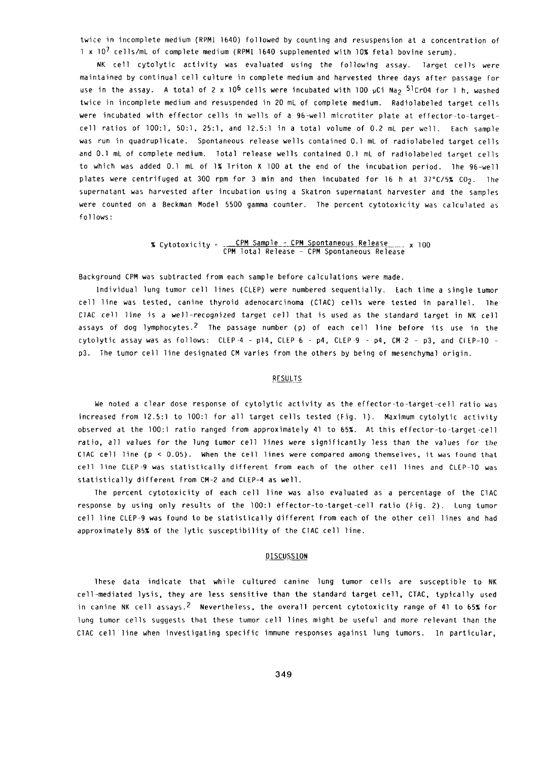twice in incomplete medium (RPMI 1640) followed by counting and resuspension at a concentration of $1 \times 10^7$ cells/mL of complete medium (RPMI 1640 supplemented with 10% fetal bovine serum).

NK cell cytolytic activity was evaluated using the following assay. Target cells were maintained by continual cell culture in complete medium and harvested three days after passage for use in the assay. A total of $2 \times 10^6$ cells were incubated with 100 µCi $Na_2$ $^{51}CrO4$ for 1 h, washed twice in incomplete medium and resuspended in 20 mL of complete medium. Radiolabeled target cells were incubated with effector cells in wells of a 96-well microtiter plate at effector-to-target-cell ratios of 100:1, 50:1, 25:1, and 12.5:1 in a total volume of 0.2 mL per well. Each sample was run in quadruplicate. Spontaneous release wells contained 0.1 mL of radiolabeled target cells and 0.1 mL of complete medium. Total release wells contained 0.1 mL of radiolabeled target cells to which was added 0.1 mL of 1% Triton X 100 at the end of the incubation period. The 96-well plates were centrifuged at 300 rpm for 3 min and then incubated for 16 h at 37°C/5% $CO_2$. The supernatant was harvested after incubation using a Skatron supernatant harvester and the samples were counted on a Beckman Model 5500 gamma counter. The percent cytotoxicity was calculated as follows:

$$\% \text{ Cytotoxicity} = \frac{\text{CPM Sample} - \text{CPM Spontaneous Release}}{\text{CPM Total Release} - \text{CPM Spontaneous Release}} \times 100$$

Background CPM was subtracted from each sample before calculations were made.

Individual lung tumor cell lines (CLEP) were numbered sequentially. Each time a single tumor cell line was tested, canine thyroid adenocarcinoma (CTAC) cells were tested in parallel. The CTAC cell line is a well-recognized target cell that is used as the standard target in NK cell assays of dog lymphocytes.[2] The passage number (p) of each cell line before its use in the cytolytic assay was as follows: CLEP-4 - p14, CLEP-6 - p4, CLEP-9 - p4, CM-2 - p3, and CLEP-10 - p3. The tumor cell line designated CM varies from the others by being of mesenchymal origin.

## RESULTS

We noted a clear dose response of cytolytic activity as the effector-to-target-cell ratio was increased from 12.5:1 to 100:1 for all target cells tested (Fig. 1). Maximum cytolytic activity observed at the 100:1 ratio ranged from approximately 41 to 65%. At this effector-to-target-cell ratio, all values for the lung tumor cell lines were significantly less than the values for the CTAC cell line ($p < 0.05$). When the cell lines were compared among themselves, it was found that cell line CLEP-9 was statistically different from each of the other cell lines and CLEP-10 was statistically different from CM-2 and CLEP-4 as well.

The percent cytotoxicity of each cell line was also evaluated as a percentage of the CTAC response by using only results of the 100:1 effector-to-target-cell ratio (Fig. 2). Lung tumor cell line CLEP-9 was found to be statistically different from each of the other cell lines and had approximately 85% of the lytic susceptibility of the CTAC cell line.

## DISCUSSION

These data indicate that while cultured canine lung tumor cells are susceptible to NK cell-mediated lysis, they are less sensitive than the standard target cell, CTAC, typically used in canine NK cell assays.[2] Nevertheless, the overall percent cytotoxicity range of 41 to 65% for lung tumor cells suggests that these tumor cell lines might be useful and more relevant than the CTAC cell line when investigating specific immune responses against lung tumors. In particular,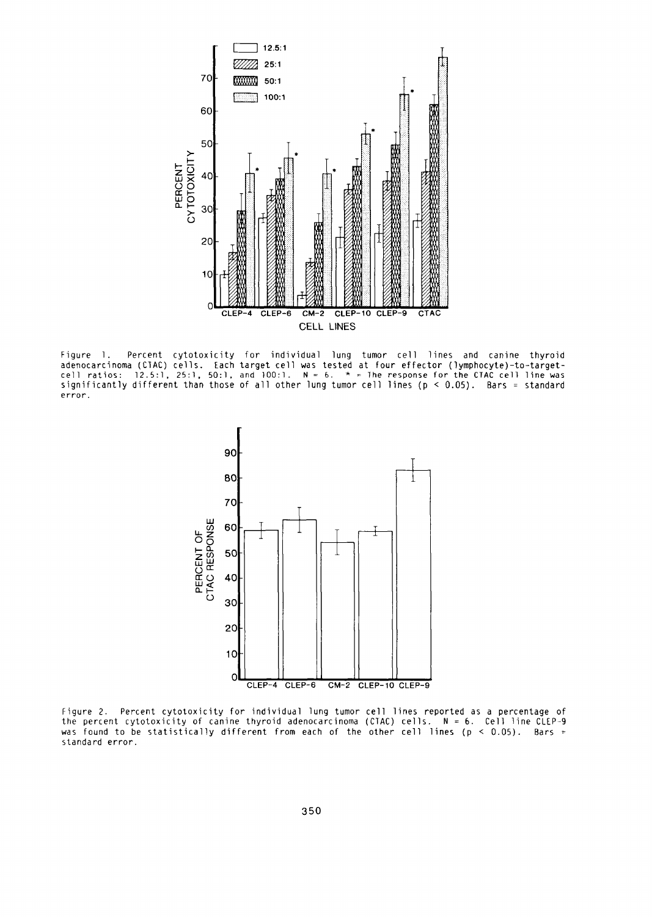Figure 1. Percent cytotoxicity for individual lung tumor cell lines and canine thyroid adenocarcinoma (CTAC) cells. Each target cell was tested at four effector (lymphocyte)-to-target-cell ratios: 12.5:1, 25:1, 50:1, and 100:1. N = 6. * = The response for the CTAC cell line was significantly different than those of all other lung tumor cell lines ($p < 0.05$). Bars = standard error.

Figure 2. Percent cytotoxicity for individual lung tumor cell lines reported as a percentage of the percent cytotoxicity of canine thyroid adenocarcinoma (CTAC) cells. N = 6. Cell line CLEP-9 was found to be statistically different from each of the other cell lines ($p < 0.05$). Bars = standard error.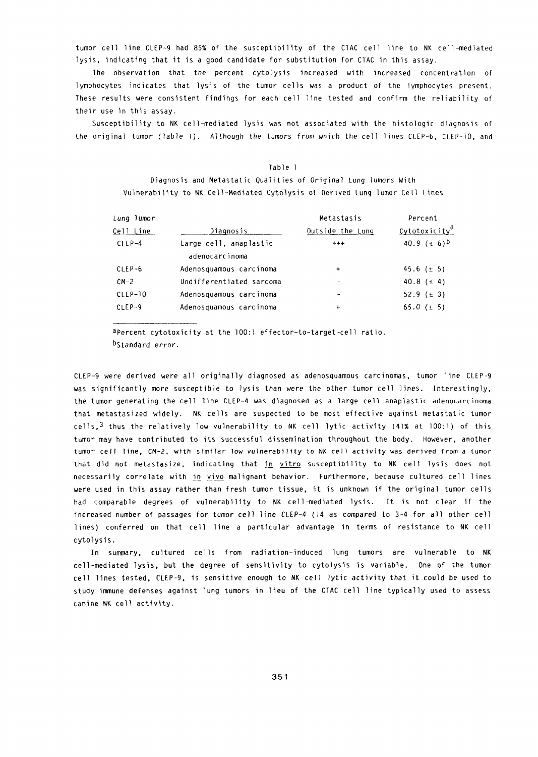tumor cell line CLEP-9 had 85% of the susceptibility of the C1AC cell line to NK cell-mediated lysis, indicating that it is a good candidate for substitution for C1AC in this assay.

The observation that the percent cytolysis increased with increased concentration of lymphocytes indicates that lysis of the tumor cells was a product of the lymphocytes present. These results were consistent findings for each cell line tested and confirm the reliability of their use in this assay.

Susceptibility to NK cell-mediated lysis was not associated with the histologic diagnosis of the original tumor (Table 1). Although the tumors from which the cell lines CLEP-6, CLEP-10, and CLEP-9 were derived were all originally diagnosed as adenosquamous carcinomas, tumor line CLEP-9 was significantly more susceptible to lysis than were the other tumor cell lines. Interestingly, the tumor generating the cell line CLEP-4 was diagnosed as a large cell anaplastic adenocarcinoma that metastasized widely. NK cells are suspected to be most effective against metastatic tumor cells,[3] thus the relatively low vulnerability to NK cell lytic activity (41% at 100:1) of this tumor may have contributed to its successful dissemination throughout the body. However, another tumor cell line, CM-2, with similar low vulnerability to NK cell activity was derived from a tumor that did not metastasize, indicating that *in vitro* susceptibility to NK cell lysis does not necessarily correlate with *in vivo* malignant behavior. Furthermore, because cultured cell lines were used in this assay rather than fresh tumor tissue, it is unknown if the original tumor cells had comparable degrees of vulnerability to NK cell-mediated lysis. It is not clear if the increased number of passages for tumor cell line CLEP-4 (14 as compared to 3-4 for all other cell lines) conferred on that cell line a particular advantage in terms of resistance to NK cell cytolysis.

Table 1

Diagnosis and Metastatic Qualities of Original Lung Tumors With Vulnerability to NK Cell-Mediated Cytolysis of Derived Lung Tumor Cell Lines

| Lung Tumor Cell Line | Diagnosis | Metastasis Outside the Lung | Percent Cytotoxicity[a] |
|---|---|---|---|
| CLEP-4 | Large cell, anaplastic adenocarcinoma | +++ | 40.9 (± 6)[b] |
| CLEP-6 | Adenosquamous carcinoma | + | 45.6 (± 5) |
| CM-2 | Undifferentiated sarcoma | - | 40.8 (± 4) |
| CLEP-10 | Adenosquamous carcinoma | - | 52.9 (± 3) |
| CLEP-9 | Adenosquamous carcinoma | + | 65.0 (± 5) |

[a]Percent cytotoxicity at the 100:1 effector-to-target-cell ratio.
[b]Standard error.

In summary, cultured cells from radiation-induced lung tumors are vulnerable to NK cell-mediated lysis, but the degree of sensitivity to cytolysis is variable. One of the tumor cell lines tested, CLEP-9, is sensitive enough to NK cell lytic activity that it could be used to study immune defenses against lung tumors in lieu of the C1AC cell line typically used to assess canine NK cell activity.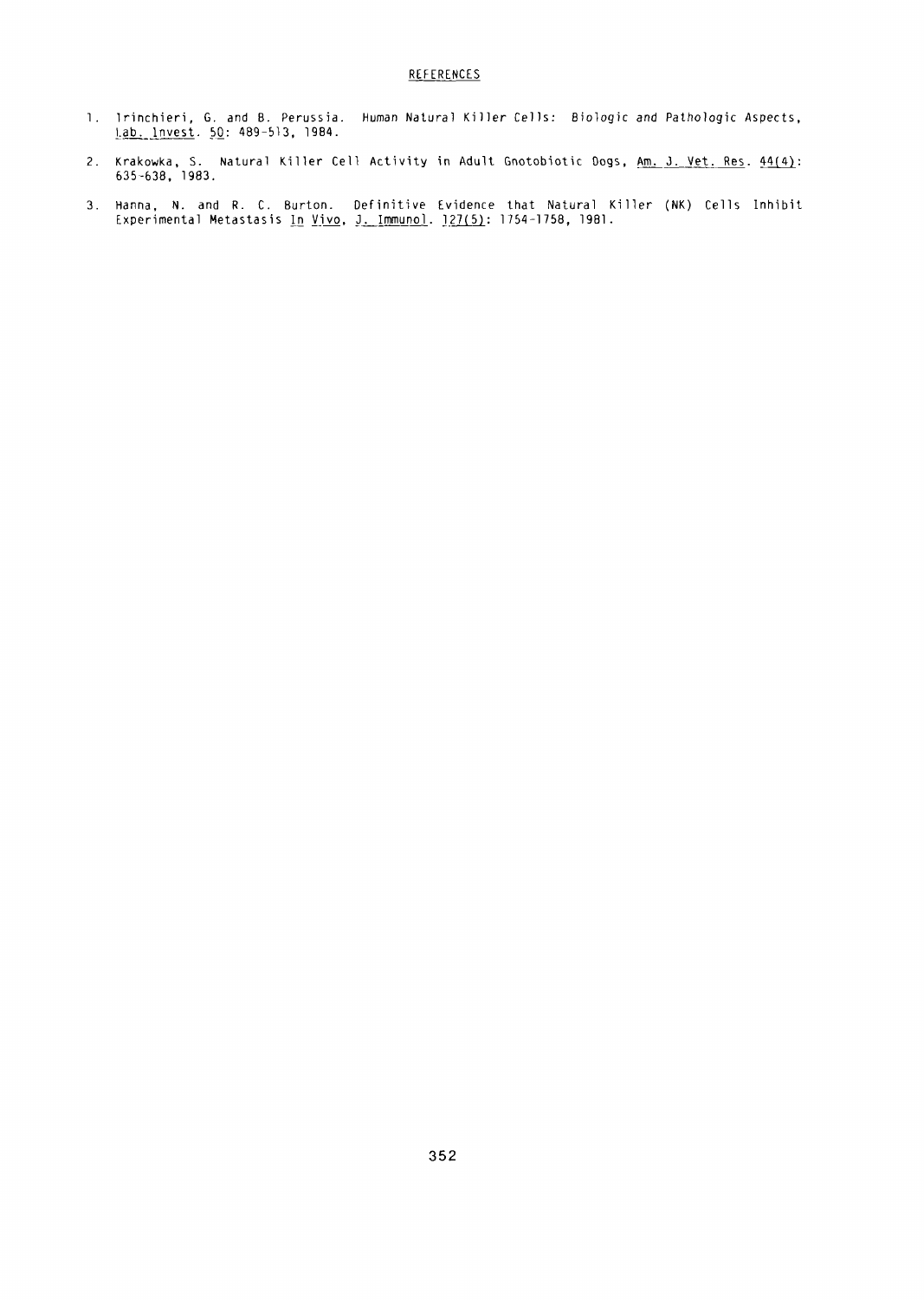## REFERENCES

1. Irinchieri, G. and B. Perussia. Human Natural Killer Cells: Biologic and Pathologic Aspects, Lab. Invest. 50: 489-513, 1984.

2. Krakowka, S. Natural Killer Cell Activity in Adult Gnotobiotic Dogs, Am. J. Vet. Res. 44(4): 635-638, 1983.

3. Hanna, N. and R. C. Burton. Definitive Evidence that Natural Killer (NK) Cells Inhibit Experimental Metastasis In Vivo, J. Immunol. 127(5): 1754-1758, 1981.